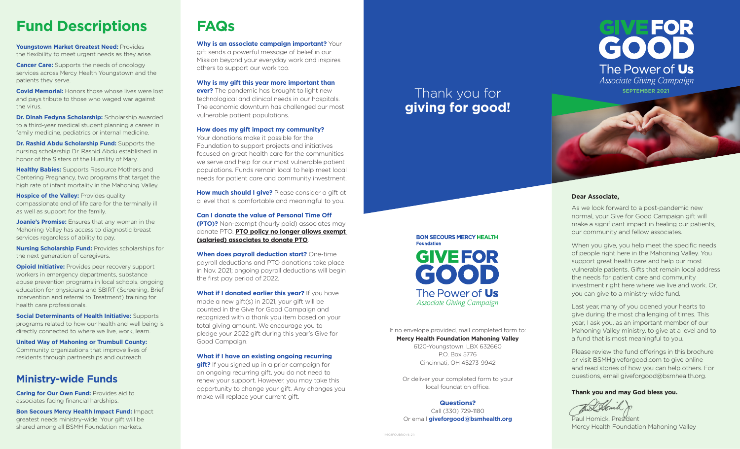# Fund Descriptions

**Youngstown Market Greatest Need:** Provides the flexibility to meet urgent needs as they arise.

**Cancer Care:** Supports the needs of oncology services across Mercy Health Youngstown and the patients they serve.

**Covid Memorial:** Honors those whose lives were lost and pays tribute to those who waged war against the virus.

**Dr. Dinah Fedyna Scholarship:** Scholarship awarded to a third-year medical student planning a career in family medicine, pediatrics or internal medicine.

**Dr. Rashid Abdu Scholarship Fund:** Supports the nursing scholarship Dr. Rashid Abdu established in honor of the Sisters of the Humility of Mary.

**Healthy Babies:** Supports Resource Mothers and Centering Pregnancy, two programs that target the high rate of infant mortality in the Mahoning Valley.

**Hospice of the Valley:** Provides quality compassionate end of life care for the terminally ill as well as support for the family.

**Joanie's Promise:** Ensures that any woman in the Mahoning Valley has access to diagnostic breast services regardless of ability to pay.

**Nursing Scholarship Fund:** Provides scholarships for the next generation of caregivers.

**Opioid Initiative:** Provides peer recovery support workers in emergency departments, substance abuse prevention programs in local schools, ongoing education for physicians and SBIRT (Screening, Brief Intervention and referral to Treatment) training for health care professionals.

**Social Determinants of Health Initiative:** Supports programs related to how our health and well being is directly connected to where we live, work, learn.

**United Way of Mahoning or Trumbull County:** Community organizations that improve lives of residents through partnerships and outreach.

## Ministry-wide Funds

**Caring for Our Own Fund:** Provides aid to associates facing financial hardships.

**Bon Secours Mercy Health Impact Fund:** Impact greatest needs ministry-wide. Your gift will be shared among all BSMH Foundation markets.

# FAQs

**Why is an associate campaign important?** Your gift sends a powerful message of belief in our Mission beyond your everyday work and inspires others to support our work too.

**Why is my gift this year more important than ever?** The pandemic has brought to light new technological and clinical needs in our hospitals. The economic downturn has challenged our most vulnerable patient populations.

**How does my gift impact my community?** Your donations make it possible for the Foundation to support projects and initiatives focused on great health care for the communities we serve and help for our most vulnerable patient populations. Funds remain local to help meet local needs for patient care and community investment.

**How much should I give?** Please consider a gift at a level that is comfortable and meaningful to you.

**Can I donate the value of Personal Time Off (PTO)?** Non-exempt (hourly paid) associates may donate PTO. **PTO policy no longer allows exempt (salaried) associates to donate PTO**.

**When does payroll deduction start?** One-time payroll deductions and PTO donations take place in Nov. 2021; ongoing payroll deductions will begin the first pay period of 2022.

**What if I donated earlier this year?** If you have made a new gift(s) in 2021, your gift will be counted in the Give for Good Campaign and recognized with a thank you item based on your total giving amount. We encourage you to pledge your 2022 gift during this year's Give for Good Campaign.

**What if I have an existing ongoing recurring gift?** If you signed up in a prior campaign for an ongoing recurring gift, you do not need to renew your support. However, you may take this opportunity to change your gift. Any changes you make will replace your current gift.

Thank you for **giving for good!**

**BON SECOURS MERCY HEALTH Foundation**

GIVE FOR GOOD
The Power of **Us**
*Associate Giving Campaign*

If no envelope provided, mail completed form to:
**Mercy Health Foundation Mahoning Valley**
6120-Youngstown, LBX 632660
P.O. Box 5776
Cincinnati, OH 45273-9942

Or deliver your completed form to your local foundation office.

**Questions?**
Call (330) 729-1180
Or email **giveforgood@bsmhealth.org**

14608FOUBRO (8-21)

# GIVE FOR GOOD
The Power of **Us**
*Associate Giving Campaign*
**SEPTEMBER 2021**

**Dear Associate,**

As we look forward to a post-pandemic new normal, your Give for Good Campaign gift will make a significant impact in healing our patients, our community and fellow associates.

When you give, you help meet the specific needs of people right here in the Mahoning Valley. You support great health care and help our most vulnerable patients. Gifts that remain local address the needs for patient care and community investment right here where we live and work. Or, you can give to a ministry-wide fund.

Last year, many of you opened your hearts to give during the most challenging of times. This year, I ask you, as an important member of our Mahoning Valley ministry, to give at a level and to a fund that is most meaningful to you.

Please review the fund offerings in this brochure or visit BSMHgiveforgood.com to give online and read stories of how you can help others. For questions, email giveforgood@bsmhealth.org.

**Thank you and may God bless you.**

Paul Homick, President
Mercy Health Foundation Mahoning Valley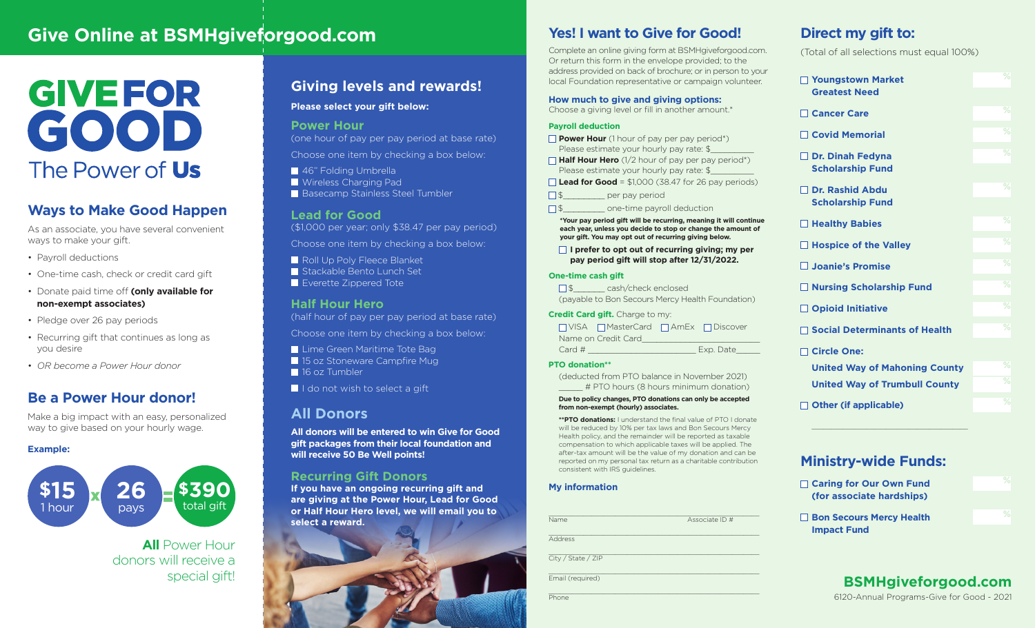# Give Online at BSMHgiveforgood.com

# GIVE FOR GOOD

The Power of **Us**

## Ways to Make Good Happen

As an associate, you have several convenient ways to make your gift.

- Payroll deductions
- One-time cash, check or credit card gift
- Donate paid time off **(only available for non-exempt associates)**
- Pledge over 26 pay periods
- Recurring gift that continues as long as you desire
- *OR become a Power Hour donor*

## Be a Power Hour donor!

Make a big impact with an easy, personalized way to give based on your hourly wage.

**Example:**

$15 1 hour x 26 pays = $390 total gift

**All** Power Hour donors will receive a special gift!

## Giving levels and rewards!

**Please select your gift below:**

### Power Hour

(one hour of pay per pay period at base rate)

Choose one item by checking a box below:

- ☐ 46" Folding Umbrella
- ☐ Wireless Charging Pad
- ☐ Basecamp Stainless Steel Tumbler

### Lead for Good

($1,000 per year; only $38.47 per pay period)

Choose one item by checking a box below:

- ☐ Roll Up Poly Fleece Blanket
- ☐ Stackable Bento Lunch Set
- ☐ Everette Zippered Tote

### Half Hour Hero

(half hour of pay per pay period at base rate)

Choose one item by checking a box below:

- ☐ Lime Green Maritime Tote Bag
- ☐ 15 oz Stoneware Campfire Mug
- ☐ 16 oz Tumbler

- ☐ I do not wish to select a gift

## All Donors

**All donors will be entered to win Give for Good gift packages from their local foundation and will receive 50 Be Well points!**

### Recurring Gift Donors

**If you have an ongoing recurring gift and are giving at the Power Hour, Lead for Good or Half Hour Hero level, we will email you to select a reward.**

## Yes! I want to Give for Good!

Complete an online giving form at BSMHgiveforgood.com. Or return this form in the envelope provided; to the address provided on back of brochure; or in person to your local Foundation representative or campaign volunteer.

### How much to give and giving options:

Choose a giving level or fill in another amount.*

**Payroll deduction**

- ☐ **Power Hour** (1 hour of pay per pay period*) Please estimate your hourly pay rate: $__________
- ☐ **Half Hour Hero** (1/2 hour of pay per pay period*) Please estimate your hourly pay rate: $__________
- ☐ **Lead for Good** = $1,000 (38.47 for 26 pay periods)
- ☐ $_________ per pay period
- ☐ $_________ one-time payroll deduction

**\*Your pay period gift will be recurring, meaning it will continue each year, unless you decide to stop or change the amount of your gift. You may opt out of recurring giving below.**

- ☐ **I prefer to opt out of recurring giving; my per pay period gift will stop after 12/31/2022.**

**One-time cash gift**

☐ $_______ cash/check enclosed (payable to Bon Secours Mercy Health Foundation)

**Credit Card gift.** Charge to my:

☐ VISA ☐ MasterCard ☐ AmEx ☐ Discover

Name on Credit Card__________________________

Card # ______________________ Exp. Date______

**PTO donation****

(deducted from PTO balance in November 2021)

______ # PTO hours (8 hours minimum donation)

**Due to policy changes, PTO donations can only be accepted from non-exempt (hourly) associates.**

****PTO donations:** I understand the final value of PTO I donate will be reduced by 10% per tax laws and Bon Secours Mercy Health policy, and the remainder will be reported as taxable compensation to which applicable taxes will be applied. The after-tax amount will be the value of my donation and can be reported on my personal tax return as a charitable contribution consistent with IRS guidelines.

### My information

Name ____________________ Associate ID # ____________

Address ______________________________

City / State / ZIP ______________________________

Email (required) ______________________________

Phone ______________________________

## Direct my gift to:

(Total of all selections must equal 100%)

- ☐ **Youngstown Market Greatest Need** ____%
- ☐ **Cancer Care** ____%
- ☐ **Covid Memorial** ____%
- ☐ **Dr. Dinah Fedyna Scholarship Fund** ____%
- ☐ **Dr. Rashid Abdu Scholarship Fund** ____%
- ☐ **Healthy Babies** ____%
- ☐ **Hospice of the Valley** ____%
- ☐ **Joanie's Promise** ____%
- ☐ **Nursing Scholarship Fund** ____%
- ☐ **Opioid Initiative** ____%
- ☐ **Social Determinants of Health** ____%
- ☐ **Circle One:**
  - **United Way of Mahoning County** ____%
  - **United Way of Trumbull County** ____%
- ☐ **Other (if applicable)** ____%

______________________________

## Ministry-wide Funds:

- ☐ **Caring for Our Own Fund (for associate hardships)** ____%
- ☐ **Bon Secours Mercy Health Impact Fund** ____%

**BSMHgiveforgood.com**

6120-Annual Programs-Give for Good - 2021